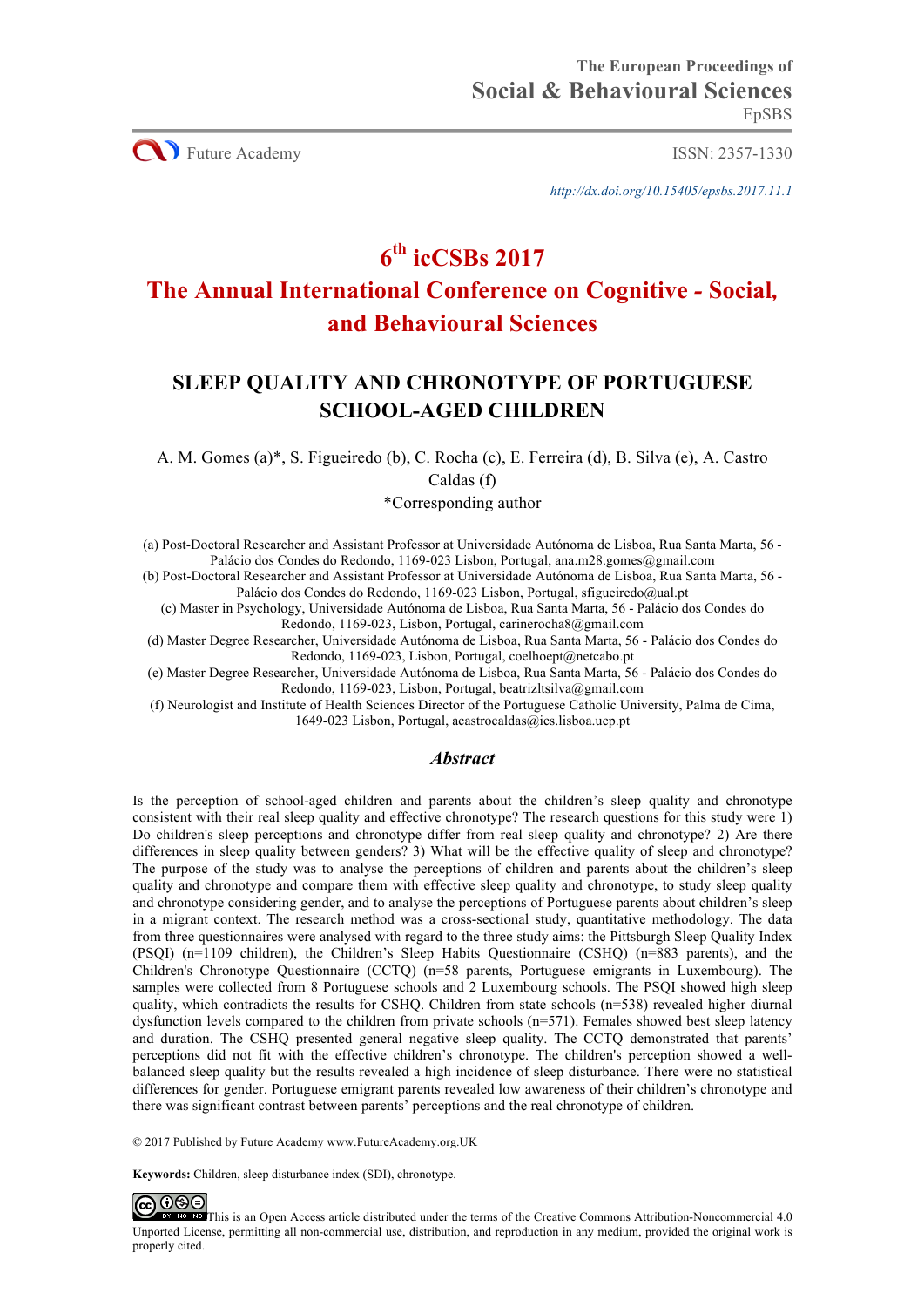http://dx.doi.org/10.15405/epsbs.2017.11.1

# 6th icCSBs 2017

# The Annual International Conference on Cognitive - Social, and Behavioural Sciences

## SLEEP QUALITY AND CHRONOTYPE OF PORTUGUESE SCHOOL-AGED CHILDREN

A. M. Gomes (a)*, S. Figueiredo (b), C. Rocha (c), E. Ferreira (d), B. Silva (e), A. Castro Caldas (f)

*Corresponding author

(a) Post-Doctoral Researcher and Assistant Professor at Universidade Autónoma de Lisboa, Rua Santa Marta, 56 - Palácio dos Condes do Redondo, 1169-023 Lisbon, Portugal, ana.m28.gomes@gmail.com
(b) Post-Doctoral Researcher and Assistant Professor at Universidade Autónoma de Lisboa, Rua Santa Marta, 56 - Palácio dos Condes do Redondo, 1169-023 Lisbon, Portugal, sfigueiredo@ual.pt
(c) Master in Psychology, Universidade Autónoma de Lisboa, Rua Santa Marta, 56 - Palácio dos Condes do Redondo, 1169-023, Lisbon, Portugal, carinerocha8@gmail.com
(d) Master Degree Researcher, Universidade Autónoma de Lisboa, Rua Santa Marta, 56 - Palácio dos Condes do Redondo, 1169-023, Lisbon, Portugal, coelhoept@netcabo.pt
(e) Master Degree Researcher, Universidade Autónoma de Lisboa, Rua Santa Marta, 56 - Palácio dos Condes do Redondo, 1169-023, Lisbon, Portugal, beatrizltsilva@gmail.com
(f) Neurologist and Institute of Health Sciences Director of the Portuguese Catholic University, Palma de Cima, 1649-023 Lisbon, Portugal, acastrocaldas@ics.lisboa.ucp.pt

### *Abstract*

Is the perception of school-aged children and parents about the children's sleep quality and chronotype consistent with their real sleep quality and effective chronotype? The research questions for this study were 1) Do children's sleep perceptions and chronotype differ from real sleep quality and chronotype? 2) Are there differences in sleep quality between genders? 3) What will be the effective quality of sleep and chronotype? The purpose of the study was to analyse the perceptions of children and parents about the children's sleep quality and chronotype and compare them with effective sleep quality and chronotype, to study sleep quality and chronotype considering gender, and to analyse the perceptions of Portuguese parents about children's sleep in a migrant context. The research method was a cross-sectional study, quantitative methodology. The data from three questionnaires were analysed with regard to the three study aims: the Pittsburgh Sleep Quality Index (PSQI) (n=1109 children), the Children's Sleep Habits Questionnaire (CSHQ) (n=883 parents), and the Children's Chronotype Questionnaire (CCTQ) (n=58 parents, Portuguese emigrants in Luxembourg). The samples were collected from 8 Portuguese schools and 2 Luxembourg schools. The PSQI showed high sleep quality, which contradicts the results for CSHQ. Children from state schools (n=538) revealed higher diurnal dysfunction levels compared to the children from private schools (n=571). Females showed best sleep latency and duration. The CSHQ presented general negative sleep quality. The CCTQ demonstrated that parents' perceptions did not fit with the effective children's chronotype. The children's perception showed a well-balanced sleep quality but the results revealed a high incidence of sleep disturbance. There were no statistical differences for gender. Portuguese emigrant parents revealed low awareness of their children's chronotype and there was significant contrast between parents' perceptions and the real chronotype of children.

© 2017 Published by Future Academy www.FutureAcademy.org.UK

**Keywords:** Children, sleep disturbance index (SDI), chronotype.

This is an Open Access article distributed under the terms of the Creative Commons Attribution-Noncommercial 4.0 Unported License, permitting all non-commercial use, distribution, and reproduction in any medium, provided the original work is properly cited.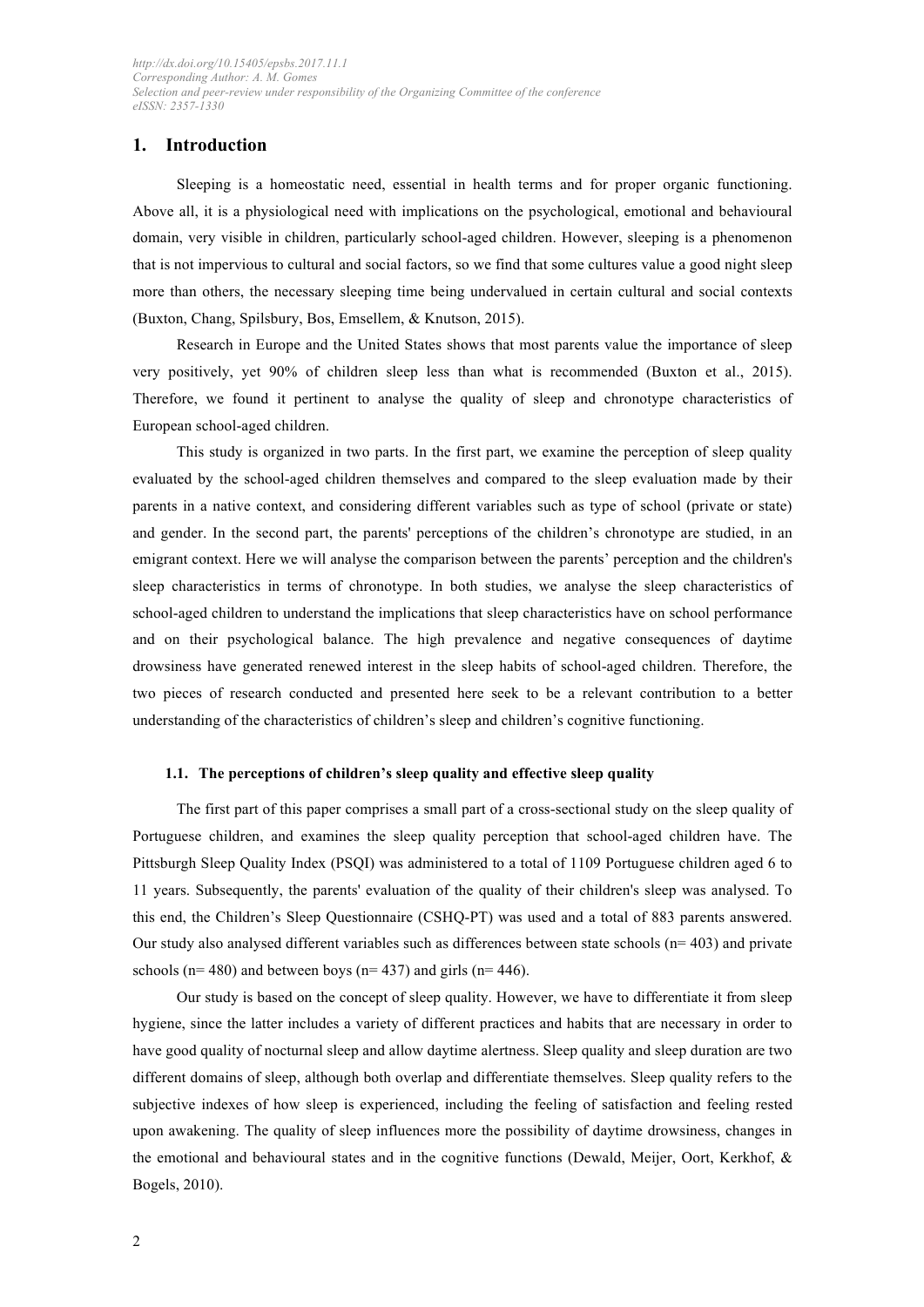## 1. Introduction

Sleeping is a homeostatic need, essential in health terms and for proper organic functioning. Above all, it is a physiological need with implications on the psychological, emotional and behavioural domain, very visible in children, particularly school-aged children. However, sleeping is a phenomenon that is not impervious to cultural and social factors, so we find that some cultures value a good night sleep more than others, the necessary sleeping time being undervalued in certain cultural and social contexts (Buxton, Chang, Spilsbury, Bos, Emsellem, & Knutson, 2015).

Research in Europe and the United States shows that most parents value the importance of sleep very positively, yet 90% of children sleep less than what is recommended (Buxton et al., 2015). Therefore, we found it pertinent to analyse the quality of sleep and chronotype characteristics of European school-aged children.

This study is organized in two parts. In the first part, we examine the perception of sleep quality evaluated by the school-aged children themselves and compared to the sleep evaluation made by their parents in a native context, and considering different variables such as type of school (private or state) and gender. In the second part, the parents' perceptions of the children's chronotype are studied, in an emigrant context. Here we will analyse the comparison between the parents' perception and the children's sleep characteristics in terms of chronotype. In both studies, we analyse the sleep characteristics of school-aged children to understand the implications that sleep characteristics have on school performance and on their psychological balance. The high prevalence and negative consequences of daytime drowsiness have generated renewed interest in the sleep habits of school-aged children. Therefore, the two pieces of research conducted and presented here seek to be a relevant contribution to a better understanding of the characteristics of children's sleep and children's cognitive functioning.

### 1.1. The perceptions of children's sleep quality and effective sleep quality

The first part of this paper comprises a small part of a cross-sectional study on the sleep quality of Portuguese children, and examines the sleep quality perception that school-aged children have. The Pittsburgh Sleep Quality Index (PSQI) was administered to a total of 1109 Portuguese children aged 6 to 11 years. Subsequently, the parents' evaluation of the quality of their children's sleep was analysed. To this end, the Children's Sleep Questionnaire (CSHQ-PT) was used and a total of 883 parents answered. Our study also analysed different variables such as differences between state schools (n= 403) and private schools (n= 480) and between boys (n= 437) and girls (n= 446).

Our study is based on the concept of sleep quality. However, we have to differentiate it from sleep hygiene, since the latter includes a variety of different practices and habits that are necessary in order to have good quality of nocturnal sleep and allow daytime alertness. Sleep quality and sleep duration are two different domains of sleep, although both overlap and differentiate themselves. Sleep quality refers to the subjective indexes of how sleep is experienced, including the feeling of satisfaction and feeling rested upon awakening. The quality of sleep influences more the possibility of daytime drowsiness, changes in the emotional and behavioural states and in the cognitive functions (Dewald, Meijer, Oort, Kerkhof, & Bogels, 2010).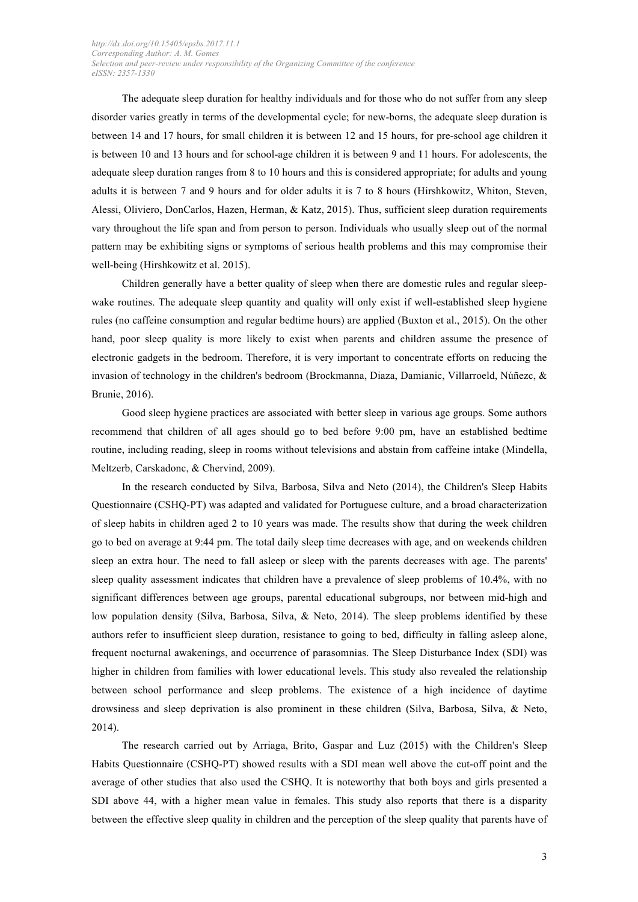The adequate sleep duration for healthy individuals and for those who do not suffer from any sleep disorder varies greatly in terms of the developmental cycle; for new-borns, the adequate sleep duration is between 14 and 17 hours, for small children it is between 12 and 15 hours, for pre-school age children it is between 10 and 13 hours and for school-age children it is between 9 and 11 hours. For adolescents, the adequate sleep duration ranges from 8 to 10 hours and this is considered appropriate; for adults and young adults it is between 7 and 9 hours and for older adults it is 7 to 8 hours (Hirshkowitz, Whiton, Steven, Alessi, Oliviero, DonCarlos, Hazen, Herman, & Katz, 2015). Thus, sufficient sleep duration requirements vary throughout the life span and from person to person. Individuals who usually sleep out of the normal pattern may be exhibiting signs or symptoms of serious health problems and this may compromise their well-being (Hirshkowitz et al. 2015).

Children generally have a better quality of sleep when there are domestic rules and regular sleep-wake routines. The adequate sleep quantity and quality will only exist if well-established sleep hygiene rules (no caffeine consumption and regular bedtime hours) are applied (Buxton et al., 2015). On the other hand, poor sleep quality is more likely to exist when parents and children assume the presence of electronic gadgets in the bedroom. Therefore, it is very important to concentrate efforts on reducing the invasion of technology in the children's bedroom (Brockmanna, Diaza, Damianic, Villarroeld, Núñezc, & Brunie, 2016).

Good sleep hygiene practices are associated with better sleep in various age groups. Some authors recommend that children of all ages should go to bed before 9:00 pm, have an established bedtime routine, including reading, sleep in rooms without televisions and abstain from caffeine intake (Mindella, Meltzerb, Carskadonc, & Chervind, 2009).

In the research conducted by Silva, Barbosa, Silva and Neto (2014), the Children's Sleep Habits Questionnaire (CSHQ-PT) was adapted and validated for Portuguese culture, and a broad characterization of sleep habits in children aged 2 to 10 years was made. The results show that during the week children go to bed on average at 9:44 pm. The total daily sleep time decreases with age, and on weekends children sleep an extra hour. The need to fall asleep or sleep with the parents decreases with age. The parents' sleep quality assessment indicates that children have a prevalence of sleep problems of 10.4%, with no significant differences between age groups, parental educational subgroups, nor between mid-high and low population density (Silva, Barbosa, Silva, & Neto, 2014). The sleep problems identified by these authors refer to insufficient sleep duration, resistance to going to bed, difficulty in falling asleep alone, frequent nocturnal awakenings, and occurrence of parasomnias. The Sleep Disturbance Index (SDI) was higher in children from families with lower educational levels. This study also revealed the relationship between school performance and sleep problems. The existence of a high incidence of daytime drowsiness and sleep deprivation is also prominent in these children (Silva, Barbosa, Silva, & Neto, 2014).

The research carried out by Arriaga, Brito, Gaspar and Luz (2015) with the Children's Sleep Habits Questionnaire (CSHQ-PT) showed results with a SDI mean well above the cut-off point and the average of other studies that also used the CSHQ. It is noteworthy that both boys and girls presented a SDI above 44, with a higher mean value in females. This study also reports that there is a disparity between the effective sleep quality in children and the perception of the sleep quality that parents have of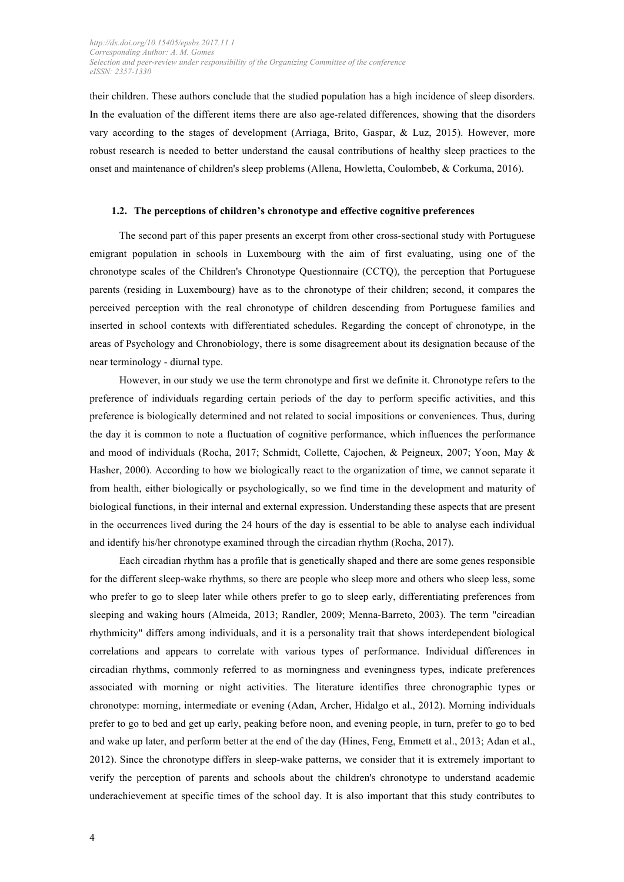their children. These authors conclude that the studied population has a high incidence of sleep disorders. In the evaluation of the different items there are also age-related differences, showing that the disorders vary according to the stages of development (Arriaga, Brito, Gaspar, & Luz, 2015). However, more robust research is needed to better understand the causal contributions of healthy sleep practices to the onset and maintenance of children's sleep problems (Allena, Howletta, Coulombeb, & Corkuma, 2016).

### 1.2. The perceptions of children's chronotype and effective cognitive preferences

The second part of this paper presents an excerpt from other cross-sectional study with Portuguese emigrant population in schools in Luxembourg with the aim of first evaluating, using one of the chronotype scales of the Children's Chronotype Questionnaire (CCTQ), the perception that Portuguese parents (residing in Luxembourg) have as to the chronotype of their children; second, it compares the perceived perception with the real chronotype of children descending from Portuguese families and inserted in school contexts with differentiated schedules. Regarding the concept of chronotype, in the areas of Psychology and Chronobiology, there is some disagreement about its designation because of the near terminology - diurnal type.

However, in our study we use the term chronotype and first we definite it. Chronotype refers to the preference of individuals regarding certain periods of the day to perform specific activities, and this preference is biologically determined and not related to social impositions or conveniences. Thus, during the day it is common to note a fluctuation of cognitive performance, which influences the performance and mood of individuals (Rocha, 2017; Schmidt, Collette, Cajochen, & Peigneux, 2007; Yoon, May & Hasher, 2000). According to how we biologically react to the organization of time, we cannot separate it from health, either biologically or psychologically, so we find time in the development and maturity of biological functions, in their internal and external expression. Understanding these aspects that are present in the occurrences lived during the 24 hours of the day is essential to be able to analyse each individual and identify his/her chronotype examined through the circadian rhythm (Rocha, 2017).

Each circadian rhythm has a profile that is genetically shaped and there are some genes responsible for the different sleep-wake rhythms, so there are people who sleep more and others who sleep less, some who prefer to go to sleep later while others prefer to go to sleep early, differentiating preferences from sleeping and waking hours (Almeida, 2013; Randler, 2009; Menna-Barreto, 2003). The term "circadian rhythmicity" differs among individuals, and it is a personality trait that shows interdependent biological correlations and appears to correlate with various types of performance. Individual differences in circadian rhythms, commonly referred to as morningness and eveningness types, indicate preferences associated with morning or night activities. The literature identifies three chronographic types or chronotype: morning, intermediate or evening (Adan, Archer, Hidalgo et al., 2012). Morning individuals prefer to go to bed and get up early, peaking before noon, and evening people, in turn, prefer to go to bed and wake up later, and perform better at the end of the day (Hines, Feng, Emmett et al., 2013; Adan et al., 2012). Since the chronotype differs in sleep-wake patterns, we consider that it is extremely important to verify the perception of parents and schools about the children's chronotype to understand academic underachievement at specific times of the school day. It is also important that this study contributes to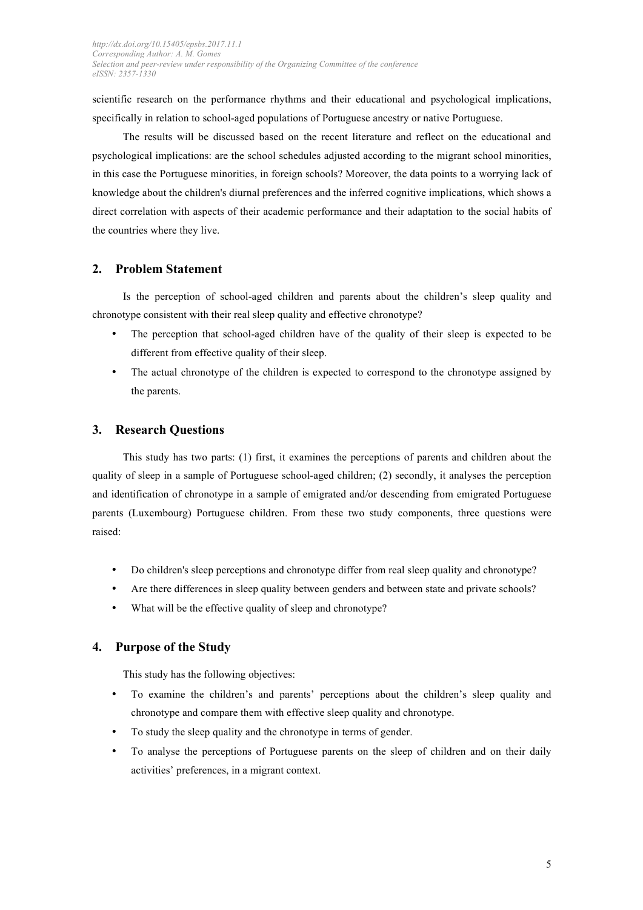scientific research on the performance rhythms and their educational and psychological implications, specifically in relation to school-aged populations of Portuguese ancestry or native Portuguese.

The results will be discussed based on the recent literature and reflect on the educational and psychological implications: are the school schedules adjusted according to the migrant school minorities, in this case the Portuguese minorities, in foreign schools? Moreover, the data points to a worrying lack of knowledge about the children's diurnal preferences and the inferred cognitive implications, which shows a direct correlation with aspects of their academic performance and their adaptation to the social habits of the countries where they live.

## 2. Problem Statement

Is the perception of school-aged children and parents about the children's sleep quality and chronotype consistent with their real sleep quality and effective chronotype?

- The perception that school-aged children have of the quality of their sleep is expected to be different from effective quality of their sleep.
- The actual chronotype of the children is expected to correspond to the chronotype assigned by the parents.

## 3. Research Questions

This study has two parts: (1) first, it examines the perceptions of parents and children about the quality of sleep in a sample of Portuguese school-aged children; (2) secondly, it analyses the perception and identification of chronotype in a sample of emigrated and/or descending from emigrated Portuguese parents (Luxembourg) Portuguese children. From these two study components, three questions were raised:

- Do children's sleep perceptions and chronotype differ from real sleep quality and chronotype?
- Are there differences in sleep quality between genders and between state and private schools?
- What will be the effective quality of sleep and chronotype?

## 4. Purpose of the Study

This study has the following objectives:

- To examine the children's and parents' perceptions about the children's sleep quality and chronotype and compare them with effective sleep quality and chronotype.
- To study the sleep quality and the chronotype in terms of gender.
- To analyse the perceptions of Portuguese parents on the sleep of children and on their daily activities' preferences, in a migrant context.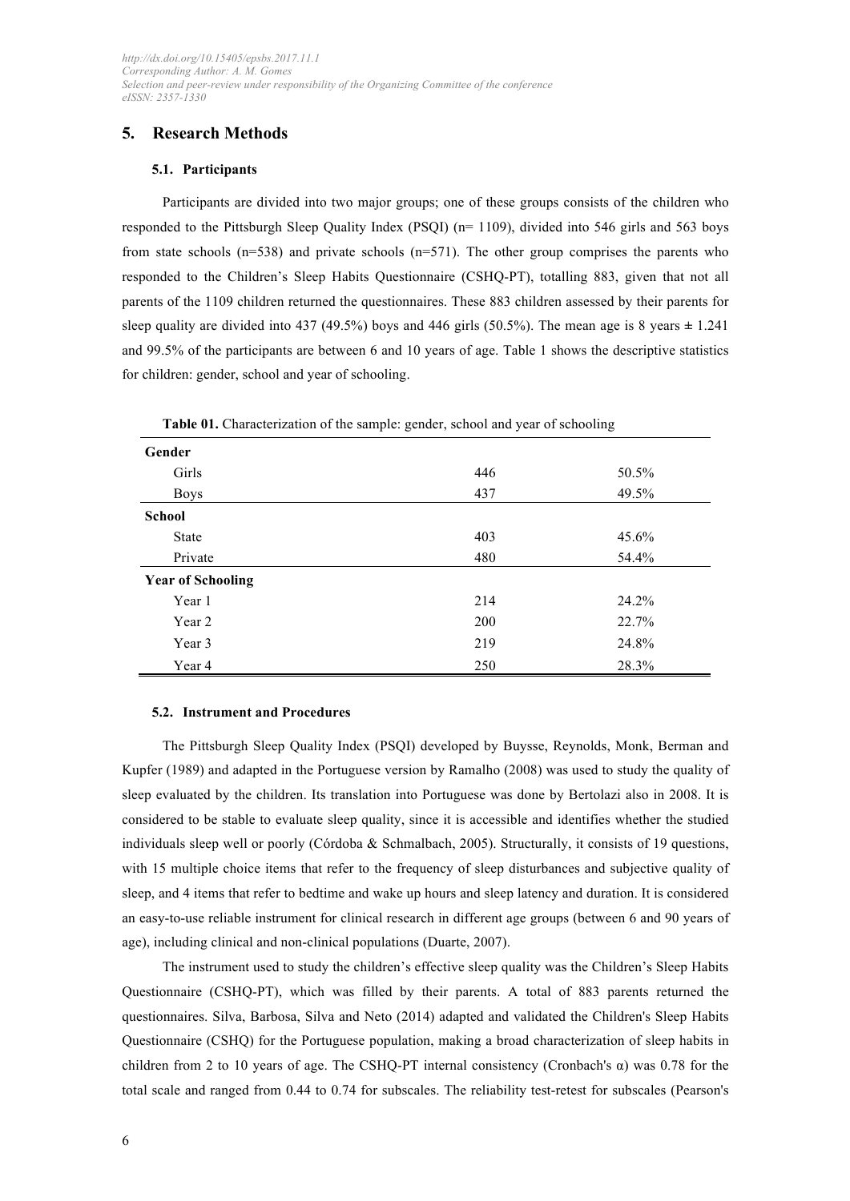## 5. Research Methods

### 5.1. Participants

Participants are divided into two major groups; one of these groups consists of the children who responded to the Pittsburgh Sleep Quality Index (PSQI) (n= 1109), divided into 546 girls and 563 boys from state schools (n=538) and private schools (n=571). The other group comprises the parents who responded to the Children's Sleep Habits Questionnaire (CSHQ-PT), totalling 883, given that not all parents of the 1109 children returned the questionnaires. These 883 children assessed by their parents for sleep quality are divided into 437 (49.5%) boys and 446 girls (50.5%). The mean age is 8 years ± 1.241 and 99.5% of the participants are between 6 and 10 years of age. Table 1 shows the descriptive statistics for children: gender, school and year of schooling.

**Table 01.** Characterization of the sample: gender, school and year of schooling

| | | |
|---|---|---|
| **Gender** | | |
| Girls | 446 | 50.5% |
| Boys | 437 | 49.5% |
| **School** | | |
| State | 403 | 45.6% |
| Private | 480 | 54.4% |
| **Year of Schooling** | | |
| Year 1 | 214 | 24.2% |
| Year 2 | 200 | 22.7% |
| Year 3 | 219 | 24.8% |
| Year 4 | 250 | 28.3% |

### 5.2. Instrument and Procedures

The Pittsburgh Sleep Quality Index (PSQI) developed by Buysse, Reynolds, Monk, Berman and Kupfer (1989) and adapted in the Portuguese version by Ramalho (2008) was used to study the quality of sleep evaluated by the children. Its translation into Portuguese was done by Bertolazi also in 2008. It is considered to be stable to evaluate sleep quality, since it is accessible and identifies whether the studied individuals sleep well or poorly (Córdoba & Schmalbach, 2005). Structurally, it consists of 19 questions, with 15 multiple choice items that refer to the frequency of sleep disturbances and subjective quality of sleep, and 4 items that refer to bedtime and wake up hours and sleep latency and duration. It is considered an easy-to-use reliable instrument for clinical research in different age groups (between 6 and 90 years of age), including clinical and non-clinical populations (Duarte, 2007).

The instrument used to study the children's effective sleep quality was the Children's Sleep Habits Questionnaire (CSHQ-PT), which was filled by their parents. A total of 883 parents returned the questionnaires. Silva, Barbosa, Silva and Neto (2014) adapted and validated the Children's Sleep Habits Questionnaire (CSHQ) for the Portuguese population, making a broad characterization of sleep habits in children from 2 to 10 years of age. The CSHQ-PT internal consistency (Cronbach's $\alpha$) was 0.78 for the total scale and ranged from 0.44 to 0.74 for subscales. The reliability test-retest for subscales (Pearson's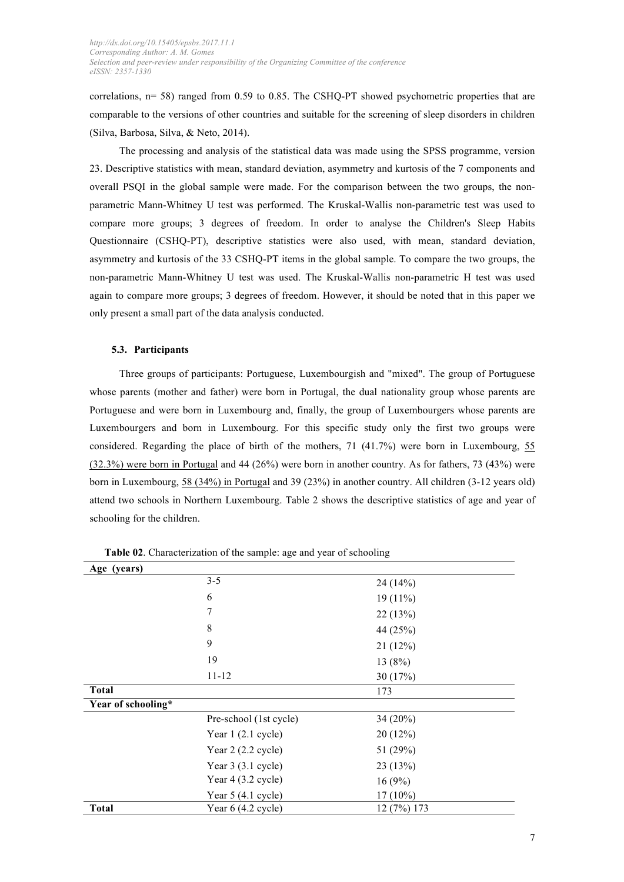correlations, n= 58) ranged from 0.59 to 0.85. The CSHQ-PT showed psychometric properties that are comparable to the versions of other countries and suitable for the screening of sleep disorders in children (Silva, Barbosa, Silva, & Neto, 2014).

The processing and analysis of the statistical data was made using the SPSS programme, version 23. Descriptive statistics with mean, standard deviation, asymmetry and kurtosis of the 7 components and overall PSQI in the global sample were made. For the comparison between the two groups, the non-parametric Mann-Whitney U test was performed. The Kruskal-Wallis non-parametric test was used to compare more groups; 3 degrees of freedom. In order to analyse the Children's Sleep Habits Questionnaire (CSHQ-PT), descriptive statistics were also used, with mean, standard deviation, asymmetry and kurtosis of the 33 CSHQ-PT items in the global sample. To compare the two groups, the non-parametric Mann-Whitney U test was used. The Kruskal-Wallis non-parametric H test was used again to compare more groups; 3 degrees of freedom. However, it should be noted that in this paper we only present a small part of the data analysis conducted.

### 5.3. Participants

Three groups of participants: Portuguese, Luxembourgish and "mixed". The group of Portuguese whose parents (mother and father) were born in Portugal, the dual nationality group whose parents are Portuguese and were born in Luxembourg and, finally, the group of Luxembourgers whose parents are Luxembourgers and born in Luxembourg. For this specific study only the first two groups were considered. Regarding the place of birth of the mothers, 71 (41.7%) were born in Luxembourg, 55 (32.3%) were born in Portugal and 44 (26%) were born in another country. As for fathers, 73 (43%) were born in Luxembourg, 58 (34%) in Portugal and 39 (23%) in another country. All children (3-12 years old) attend two schools in Northern Luxembourg. Table 2 shows the descriptive statistics of age and year of schooling for the children.

**Table 02**. Characterization of the sample: age and year of schooling

| **Age (years)** | | |
|---|---|---|
| | 3-5 | 24 (14%) |
| | 6 | 19 (11%) |
| | 7 | 22 (13%) |
| | 8 | 44 (25%) |
| | 9 | 21 (12%) |
| | 19 | 13 (8%) |
| | 11-12 | 30 (17%) |
| **Total** | | 173 |
| **Year of schooling*** | | |
| | Pre-school (1st cycle) | 34 (20%) |
| | Year 1 (2.1 cycle) | 20 (12%) |
| | Year 2 (2.2 cycle) | 51 (29%) |
| | Year 3 (3.1 cycle) | 23 (13%) |
| | Year 4 (3.2 cycle) | 16 (9%) |
| | Year 5 (4.1 cycle) | 17 (10%) |
| **Total** | Year 6 (4.2 cycle) | 12 (7%) 173 |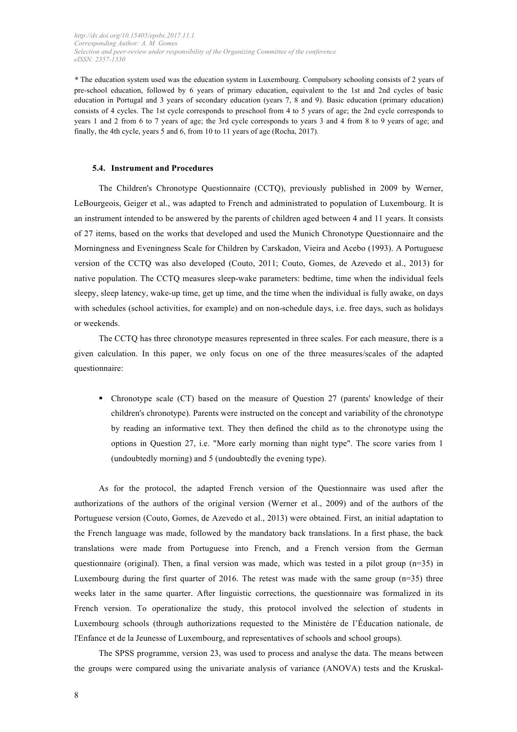*\** The education system used was the education system in Luxembourg. Compulsory schooling consists of 2 years of pre-school education, followed by 6 years of primary education, equivalent to the 1st and 2nd cycles of basic education in Portugal and 3 years of secondary education (years 7, 8 and 9). Basic education (primary education) consists of 4 cycles. The 1st cycle corresponds to preschool from 4 to 5 years of age; the 2nd cycle corresponds to years 1 and 2 from 6 to 7 years of age; the 3rd cycle corresponds to years 3 and 4 from 8 to 9 years of age; and finally, the 4th cycle, years 5 and 6, from 10 to 11 years of age (Rocha, 2017).

### 5.4. Instrument and Procedures

The Children's Chronotype Questionnaire (CCTQ), previously published in 2009 by Werner, LeBourgeois, Geiger et al., was adapted to French and administrated to population of Luxembourg. It is an instrument intended to be answered by the parents of children aged between 4 and 11 years. It consists of 27 items, based on the works that developed and used the Munich Chronotype Questionnaire and the Morningness and Eveningness Scale for Children by Carskadon, Vieira and Acebo (1993). A Portuguese version of the CCTQ was also developed (Couto, 2011; Couto, Gomes, de Azevedo et al., 2013) for native population. The CCTQ measures sleep-wake parameters: bedtime, time when the individual feels sleepy, sleep latency, wake-up time, get up time, and the time when the individual is fully awake, on days with schedules (school activities, for example) and on non-schedule days, i.e. free days, such as holidays or weekends.

The CCTQ has three chronotype measures represented in three scales. For each measure, there is a given calculation. In this paper, we only focus on one of the three measures/scales of the adapted questionnaire:

- Chronotype scale (CT) based on the measure of Question 27 (parents' knowledge of their children's chronotype). Parents were instructed on the concept and variability of the chronotype by reading an informative text. They then defined the child as to the chronotype using the options in Question 27, i.e. "More early morning than night type". The score varies from 1 (undoubtedly morning) and 5 (undoubtedly the evening type).

As for the protocol, the adapted French version of the Questionnaire was used after the authorizations of the authors of the original version (Werner et al., 2009) and of the authors of the Portuguese version (Couto, Gomes, de Azevedo et al., 2013) were obtained. First, an initial adaptation to the French language was made, followed by the mandatory back translations. In a first phase, the back translations were made from Portuguese into French, and a French version from the German questionnaire (original). Then, a final version was made, which was tested in a pilot group (n=35) in Luxembourg during the first quarter of 2016. The retest was made with the same group (n=35) three weeks later in the same quarter. After linguistic corrections, the questionnaire was formalized in its French version. To operationalize the study, this protocol involved the selection of students in Luxembourg schools (through authorizations requested to the Ministére de l'Éducation nationale, de l'Enfance et de la Jeunesse of Luxembourg, and representatives of schools and school groups).

The SPSS programme, version 23, was used to process and analyse the data. The means between the groups were compared using the univariate analysis of variance (ANOVA) tests and the Kruskal-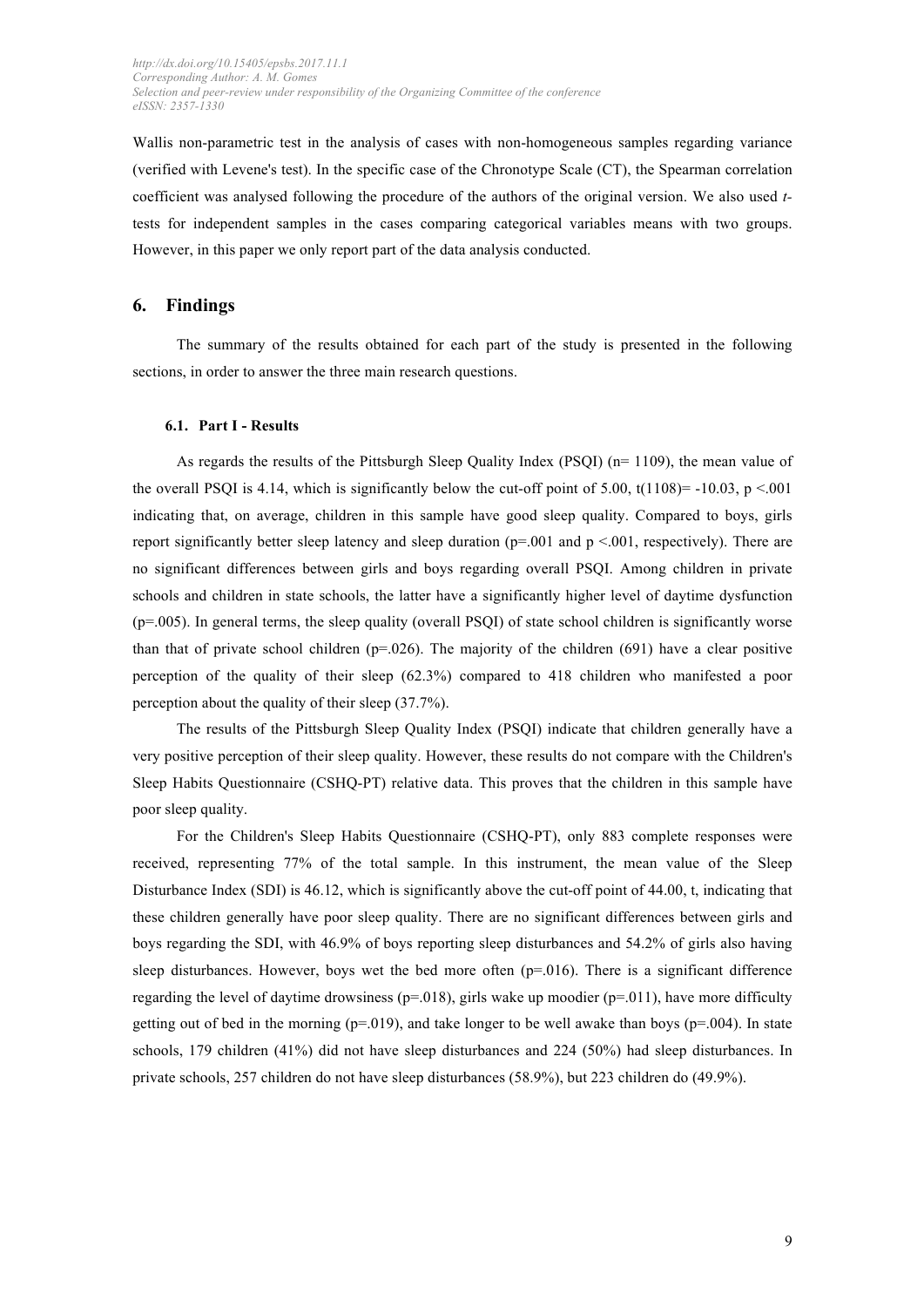Wallis non-parametric test in the analysis of cases with non-homogeneous samples regarding variance (verified with Levene's test). In the specific case of the Chronotype Scale (CT), the Spearman correlation coefficient was analysed following the procedure of the authors of the original version. We also used *t*-tests for independent samples in the cases comparing categorical variables means with two groups. However, in this paper we only report part of the data analysis conducted.

## 6. Findings

The summary of the results obtained for each part of the study is presented in the following sections, in order to answer the three main research questions.

### 6.1. Part I - Results

As regards the results of the Pittsburgh Sleep Quality Index (PSQI) (n= 1109), the mean value of the overall PSQI is 4.14, which is significantly below the cut-off point of 5.00, $t(1108) = -10.03$, $p < .001$ indicating that, on average, children in this sample have good sleep quality. Compared to boys, girls report significantly better sleep latency and sleep duration ($p = .001$ and $p < .001$, respectively). There are no significant differences between girls and boys regarding overall PSQI. Among children in private schools and children in state schools, the latter have a significantly higher level of daytime dysfunction ($p = .005$). In general terms, the sleep quality (overall PSQI) of state school children is significantly worse than that of private school children ($p = .026$). The majority of the children (691) have a clear positive perception of the quality of their sleep (62.3%) compared to 418 children who manifested a poor perception about the quality of their sleep (37.7%).

The results of the Pittsburgh Sleep Quality Index (PSQI) indicate that children generally have a very positive perception of their sleep quality. However, these results do not compare with the Children's Sleep Habits Questionnaire (CSHQ-PT) relative data. This proves that the children in this sample have poor sleep quality.

For the Children's Sleep Habits Questionnaire (CSHQ-PT), only 883 complete responses were received, representing 77% of the total sample. In this instrument, the mean value of the Sleep Disturbance Index (SDI) is 46.12, which is significantly above the cut-off point of 44.00, t, indicating that these children generally have poor sleep quality. There are no significant differences between girls and boys regarding the SDI, with 46.9% of boys reporting sleep disturbances and 54.2% of girls also having sleep disturbances. However, boys wet the bed more often ($p = .016$). There is a significant difference regarding the level of daytime drowsiness ($p = .018$), girls wake up moodier ($p = .011$), have more difficulty getting out of bed in the morning ($p = .019$), and take longer to be well awake than boys ($p = .004$). In state schools, 179 children (41%) did not have sleep disturbances and 224 (50%) had sleep disturbances. In private schools, 257 children do not have sleep disturbances (58.9%), but 223 children do (49.9%).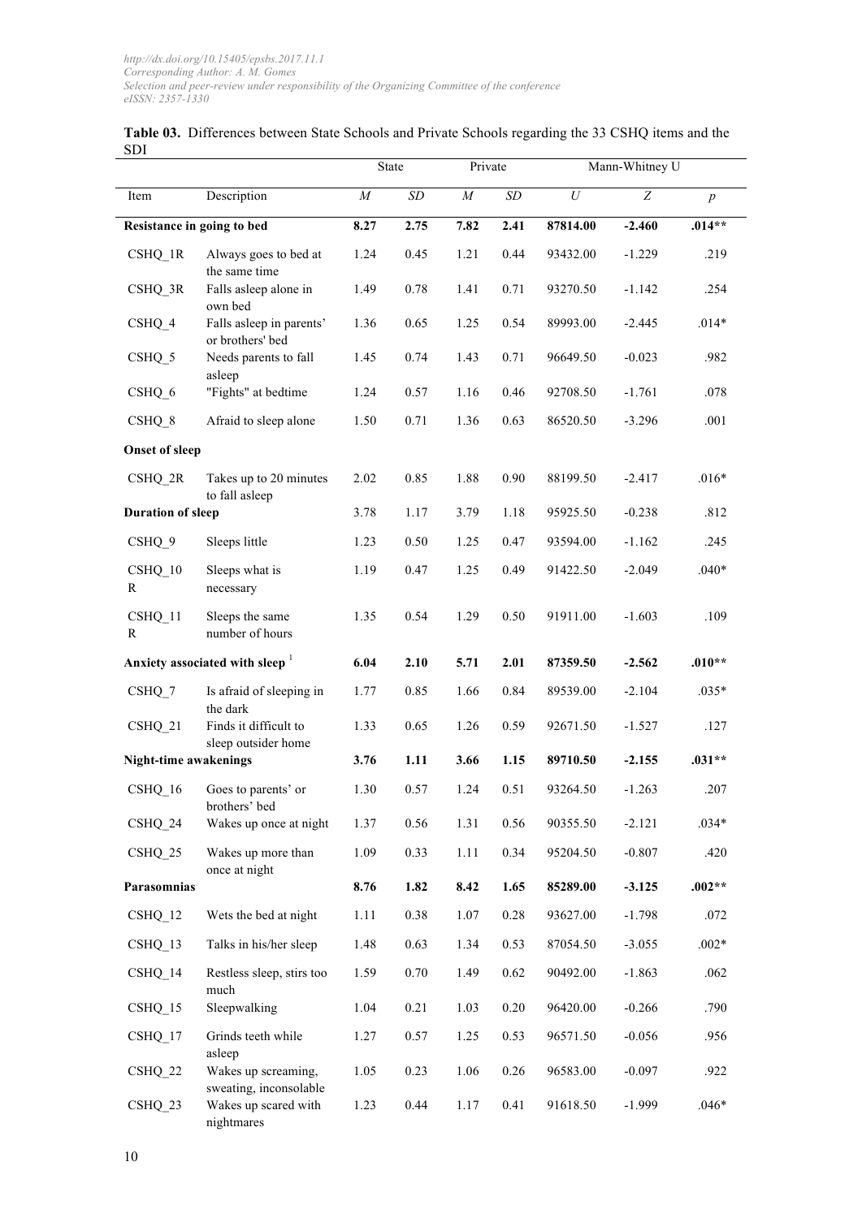**Table 03.** Differences between State Schools and Private Schools regarding the 33 CSHQ items and the SDI

| | | State | | Private | | Mann-Whitney U | | |
|---|---|---|---|---|---|---|---|---|
| Item | Description | *M* | *SD* | *M* | *SD* | *U* | *Z* | *p* |
| **Resistance in going to bed** | | **8.27** | **2.75** | **7.82** | **2.41** | **87814.00** | **-2.460** | **.014**** |
| CSHQ_1R | Always goes to bed at the same time | 1.24 | 0.45 | 1.21 | 0.44 | 93432.00 | -1.229 | .219 |
| CSHQ_3R | Falls asleep alone in own bed | 1.49 | 0.78 | 1.41 | 0.71 | 93270.50 | -1.142 | .254 |
| CSHQ_4 | Falls asleep in parents' or brothers' bed | 1.36 | 0.65 | 1.25 | 0.54 | 89993.00 | -2.445 | .014* |
| CSHQ_5 | Needs parents to fall asleep | 1.45 | 0.74 | 1.43 | 0.71 | 96649.50 | -0.023 | .982 |
| CSHQ_6 | "Fights" at bedtime | 1.24 | 0.57 | 1.16 | 0.46 | 92708.50 | -1.761 | .078 |
| CSHQ_8 | Afraid to sleep alone | 1.50 | 0.71 | 1.36 | 0.63 | 86520.50 | -3.296 | .001 |
| **Onset of sleep** | | | | | | | | |
| CSHQ_2R | Takes up to 20 minutes to fall asleep | 2.02 | 0.85 | 1.88 | 0.90 | 88199.50 | -2.417 | .016* |
| **Duration of sleep** | | 3.78 | 1.17 | 3.79 | 1.18 | 95925.50 | -0.238 | .812 |
| CSHQ_9 | Sleeps little | 1.23 | 0.50 | 1.25 | 0.47 | 93594.00 | -1.162 | .245 |
| CSHQ_10 R | Sleeps what is necessary | 1.19 | 0.47 | 1.25 | 0.49 | 91422.50 | -2.049 | .040* |
| CSHQ_11 R | Sleeps the same number of hours | 1.35 | 0.54 | 1.29 | 0.50 | 91911.00 | -1.603 | .109 |
| **Anxiety associated with sleep** [1] | | **6.04** | **2.10** | **5.71** | **2.01** | **87359.50** | **-2.562** | **.010**** |
| CSHQ_7 | Is afraid of sleeping in the dark | 1.77 | 0.85 | 1.66 | 0.84 | 89539.00 | -2.104 | .035* |
| CSHQ_21 | Finds it difficult to sleep outsider home | 1.33 | 0.65 | 1.26 | 0.59 | 92671.50 | -1.527 | .127 |
| **Night-time awakenings** | | **3.76** | **1.11** | **3.66** | **1.15** | **89710.50** | **-2.155** | **.031**** |
| CSHQ_16 | Goes to parents' or brothers' bed | 1.30 | 0.57 | 1.24 | 0.51 | 93264.50 | -1.263 | .207 |
| CSHQ_24 | Wakes up once at night | 1.37 | 0.56 | 1.31 | 0.56 | 90355.50 | -2.121 | .034* |
| CSHQ_25 | Wakes up more than once at night | 1.09 | 0.33 | 1.11 | 0.34 | 95204.50 | -0.807 | .420 |
| **Parasomnias** | | **8.76** | **1.82** | **8.42** | **1.65** | **85289.00** | **-3.125** | **.002**** |
| CSHQ_12 | Wets the bed at night | 1.11 | 0.38 | 1.07 | 0.28 | 93627.00 | -1.798 | .072 |
| CSHQ_13 | Talks in his/her sleep | 1.48 | 0.63 | 1.34 | 0.53 | 87054.50 | -3.055 | .002* |
| CSHQ_14 | Restless sleep, stirs too much | 1.59 | 0.70 | 1.49 | 0.62 | 90492.00 | -1.863 | .062 |
| CSHQ_15 | Sleepwalking | 1.04 | 0.21 | 1.03 | 0.20 | 96420.00 | -0.266 | .790 |
| CSHQ_17 | Grinds teeth while asleep | 1.27 | 0.57 | 1.25 | 0.53 | 96571.50 | -0.056 | .956 |
| CSHQ_22 | Wakes up screaming, sweating, inconsolable | 1.05 | 0.23 | 1.06 | 0.26 | 96583.00 | -0.097 | .922 |
| CSHQ_23 | Wakes up scared with nightmares | 1.23 | 0.44 | 1.17 | 0.41 | 91618.50 | -1.999 | .046* |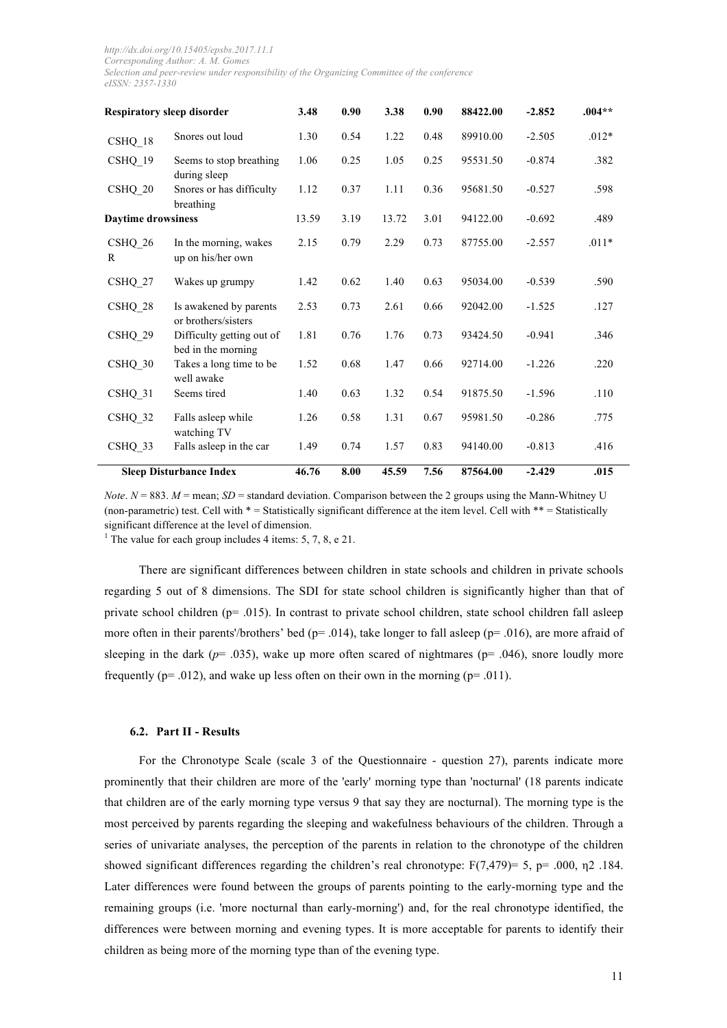| | | | | | | | | |
|---|---|---|---|---|---|---|---|---|
| **Respiratory sleep disorder** | | **3.48** | **0.90** | **3.38** | **0.90** | **88422.00** | **-2.852** | **.004**** |
| CSHQ_18 | Snores out loud | 1.30 | 0.54 | 1.22 | 0.48 | 89910.00 | -2.505 | .012* |
| CSHQ_19 | Seems to stop breathing during sleep | 1.06 | 0.25 | 1.05 | 0.25 | 95531.50 | -0.874 | .382 |
| CSHQ_20 | Snores or has difficulty breathing | 1.12 | 0.37 | 1.11 | 0.36 | 95681.50 | -0.527 | .598 |
| **Daytime drowsiness** | | 13.59 | 3.19 | 13.72 | 3.01 | 94122.00 | -0.692 | .489 |
| CSHQ_26 R | In the morning, wakes up on his/her own | 2.15 | 0.79 | 2.29 | 0.73 | 87755.00 | -2.557 | .011* |
| CSHQ_27 | Wakes up grumpy | 1.42 | 0.62 | 1.40 | 0.63 | 95034.00 | -0.539 | .590 |
| CSHQ_28 | Is awakened by parents or brothers/sisters | 2.53 | 0.73 | 2.61 | 0.66 | 92042.00 | -1.525 | .127 |
| CSHQ_29 | Difficulty getting out of bed in the morning | 1.81 | 0.76 | 1.76 | 0.73 | 93424.50 | -0.941 | .346 |
| CSHQ_30 | Takes a long time to be well awake | 1.52 | 0.68 | 1.47 | 0.66 | 92714.00 | -1.226 | .220 |
| CSHQ_31 | Seems tired | 1.40 | 0.63 | 1.32 | 0.54 | 91875.50 | -1.596 | .110 |
| CSHQ_32 | Falls asleep while watching TV | 1.26 | 0.58 | 1.31 | 0.67 | 95981.50 | -0.286 | .775 |
| CSHQ_33 | Falls asleep in the car | 1.49 | 0.74 | 1.57 | 0.83 | 94140.00 | -0.813 | .416 |
| **Sleep Disturbance Index** | | **46.76** | **8.00** | **45.59** | **7.56** | **87564.00** | **-2.429** | **.015** |

*Note*. *N* = 883. *M* = mean; *SD* = standard deviation. Comparison between the 2 groups using the Mann-Whitney U (non-parametric) test. Cell with * = Statistically significant difference at the item level. Cell with ** = Statistically significant difference at the level of dimension.

[1] The value for each group includes 4 items: 5, 7, 8, e 21.

There are significant differences between children in state schools and children in private schools regarding 5 out of 8 dimensions. The SDI for state school children is significantly higher than that of private school children (p= .015). In contrast to private school children, state school children fall asleep more often in their parents'/brothers' bed (p= .014), take longer to fall asleep (p= .016), are more afraid of sleeping in the dark (*p*= .035), wake up more often scared of nightmares (p= .046), snore loudly more frequently (p= .012), and wake up less often on their own in the morning (p= .011).

### 6.2. Part II - Results

For the Chronotype Scale (scale 3 of the Questionnaire - question 27), parents indicate more prominently that their children are more of the 'early' morning type than 'nocturnal' (18 parents indicate that children are of the early morning type versus 9 that say they are nocturnal). The morning type is the most perceived by parents regarding the sleeping and wakefulness behaviours of the children. Through a series of univariate analyses, the perception of the parents in relation to the chronotype of the children showed significant differences regarding the children's real chronotype: $F(7,479)= 5$, $p= .000$, $\eta 2$ .184. Later differences were found between the groups of parents pointing to the early-morning type and the remaining groups (i.e. 'more nocturnal than early-morning') and, for the real chronotype identified, the differences were between morning and evening types. It is more acceptable for parents to identify their children as being more of the morning type than of the evening type.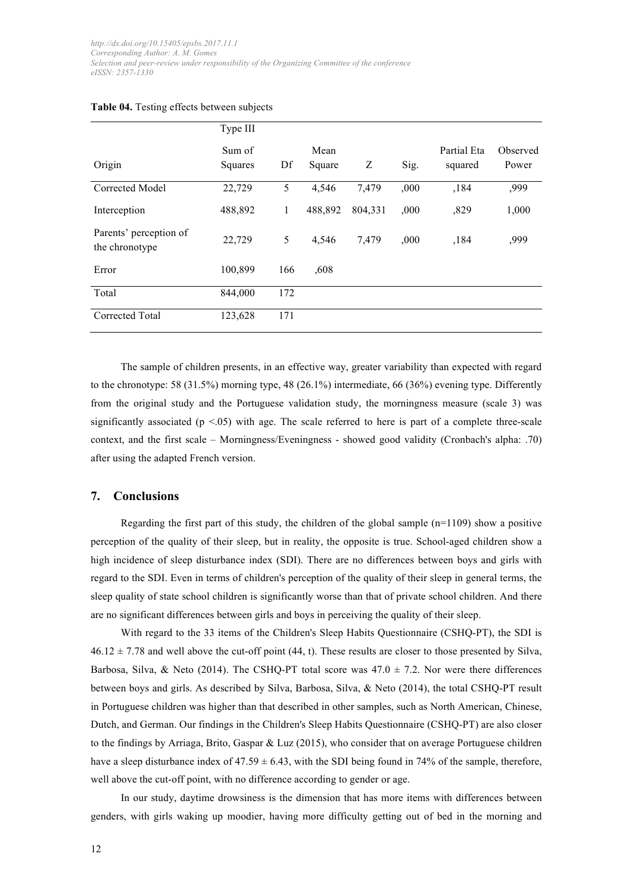**Table 04.** Testing effects between subjects

| Origin | Type III Sum of Squares | Df | Mean Square | Z | Sig. | Partial Eta squared | Observed Power |
|---|---|---|---|---|---|---|---|
| Corrected Model | 22,729 | 5 | 4,546 | 7,479 | ,000 | ,184 | ,999 |
| Interception | 488,892 | 1 | 488,892 | 804,331 | ,000 | ,829 | 1,000 |
| Parents' perception of the chronotype | 22,729 | 5 | 4,546 | 7,479 | ,000 | ,184 | ,999 |
| Error | 100,899 | 166 | ,608 | | | | |
| Total | 844,000 | 172 | | | | | |
| Corrected Total | 123,628 | 171 | | | | | |

The sample of children presents, in an effective way, greater variability than expected with regard to the chronotype: 58 (31.5%) morning type, 48 (26.1%) intermediate, 66 (36%) evening type. Differently from the original study and the Portuguese validation study, the morningness measure (scale 3) was significantly associated ($p < .05$) with age. The scale referred to here is part of a complete three-scale context, and the first scale – Morningness/Eveningness - showed good validity (Cronbach's alpha: .70) after using the adapted French version.

## 7. Conclusions

Regarding the first part of this study, the children of the global sample (n=1109) show a positive perception of the quality of their sleep, but in reality, the opposite is true. School-aged children show a high incidence of sleep disturbance index (SDI). There are no differences between boys and girls with regard to the SDI. Even in terms of children's perception of the quality of their sleep in general terms, the sleep quality of state school children is significantly worse than that of private school children. And there are no significant differences between girls and boys in perceiving the quality of their sleep.

With regard to the 33 items of the Children's Sleep Habits Questionnaire (CSHQ-PT), the SDI is $46.12 \pm 7.78$ and well above the cut-off point (44, t). These results are closer to those presented by Silva, Barbosa, Silva, & Neto (2014). The CSHQ-PT total score was $47.0 \pm 7.2$. Nor were there differences between boys and girls. As described by Silva, Barbosa, Silva, & Neto (2014), the total CSHQ-PT result in Portuguese children was higher than that described in other samples, such as North American, Chinese, Dutch, and German. Our findings in the Children's Sleep Habits Questionnaire (CSHQ-PT) are also closer to the findings by Arriaga, Brito, Gaspar & Luz (2015), who consider that on average Portuguese children have a sleep disturbance index of $47.59 \pm 6.43$, with the SDI being found in 74% of the sample, therefore, well above the cut-off point, with no difference according to gender or age.

In our study, daytime drowsiness is the dimension that has more items with differences between genders, with girls waking up moodier, having more difficulty getting out of bed in the morning and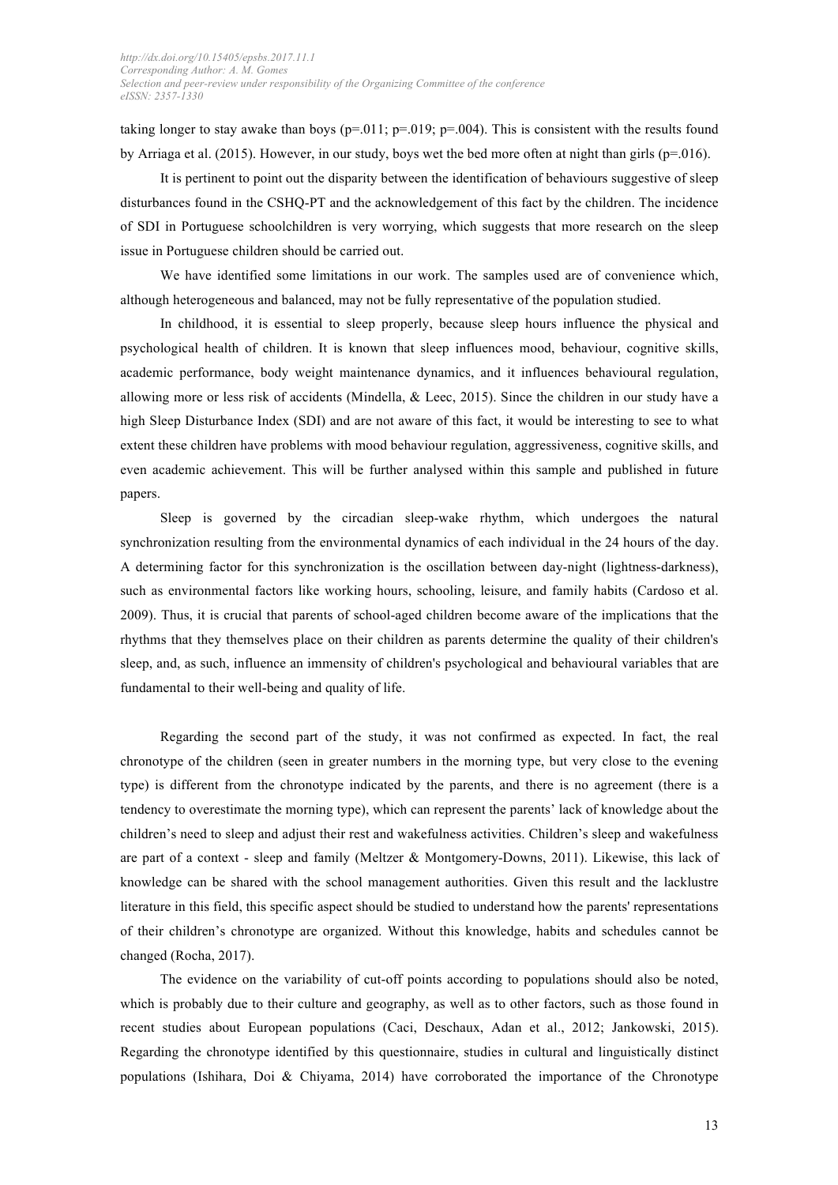taking longer to stay awake than boys ($p=.011$; $p=.019$; $p=.004$). This is consistent with the results found by Arriaga et al. (2015). However, in our study, boys wet the bed more often at night than girls ($p=.016$).

It is pertinent to point out the disparity between the identification of behaviours suggestive of sleep disturbances found in the CSHQ-PT and the acknowledgement of this fact by the children. The incidence of SDI in Portuguese schoolchildren is very worrying, which suggests that more research on the sleep issue in Portuguese children should be carried out.

We have identified some limitations in our work. The samples used are of convenience which, although heterogeneous and balanced, may not be fully representative of the population studied.

In childhood, it is essential to sleep properly, because sleep hours influence the physical and psychological health of children. It is known that sleep influences mood, behaviour, cognitive skills, academic performance, body weight maintenance dynamics, and it influences behavioural regulation, allowing more or less risk of accidents (Mindella, & Leec, 2015). Since the children in our study have a high Sleep Disturbance Index (SDI) and are not aware of this fact, it would be interesting to see to what extent these children have problems with mood behaviour regulation, aggressiveness, cognitive skills, and even academic achievement. This will be further analysed within this sample and published in future papers.

Sleep is governed by the circadian sleep-wake rhythm, which undergoes the natural synchronization resulting from the environmental dynamics of each individual in the 24 hours of the day. A determining factor for this synchronization is the oscillation between day-night (lightness-darkness), such as environmental factors like working hours, schooling, leisure, and family habits (Cardoso et al. 2009). Thus, it is crucial that parents of school-aged children become aware of the implications that the rhythms that they themselves place on their children as parents determine the quality of their children's sleep, and, as such, influence an immensity of children's psychological and behavioural variables that are fundamental to their well-being and quality of life.

Regarding the second part of the study, it was not confirmed as expected. In fact, the real chronotype of the children (seen in greater numbers in the morning type, but very close to the evening type) is different from the chronotype indicated by the parents, and there is no agreement (there is a tendency to overestimate the morning type), which can represent the parents' lack of knowledge about the children's need to sleep and adjust their rest and wakefulness activities. Children's sleep and wakefulness are part of a context - sleep and family (Meltzer & Montgomery-Downs, 2011). Likewise, this lack of knowledge can be shared with the school management authorities. Given this result and the lacklustre literature in this field, this specific aspect should be studied to understand how the parents' representations of their children's chronotype are organized. Without this knowledge, habits and schedules cannot be changed (Rocha, 2017).

The evidence on the variability of cut-off points according to populations should also be noted, which is probably due to their culture and geography, as well as to other factors, such as those found in recent studies about European populations (Caci, Deschaux, Adan et al., 2012; Jankowski, 2015). Regarding the chronotype identified by this questionnaire, studies in cultural and linguistically distinct populations (Ishihara, Doi & Chiyama, 2014) have corroborated the importance of the Chronotype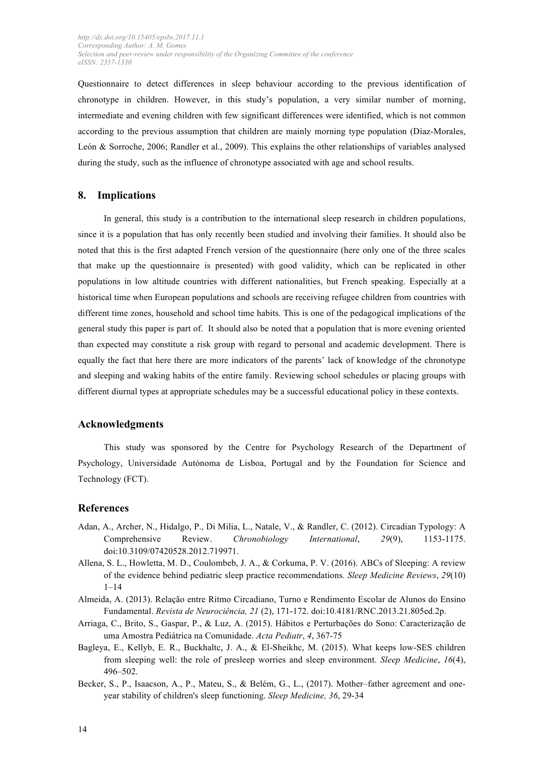Questionnaire to detect differences in sleep behaviour according to the previous identification of chronotype in children. However, in this study's population, a very similar number of morning, intermediate and evening children with few significant differences were identified, which is not common according to the previous assumption that children are mainly morning type population (Díaz-Morales, León & Sorroche, 2006; Randler et al., 2009). This explains the other relationships of variables analysed during the study, such as the influence of chronotype associated with age and school results.

## 8. Implications

In general, this study is a contribution to the international sleep research in children populations, since it is a population that has only recently been studied and involving their families. It should also be noted that this is the first adapted French version of the questionnaire (here only one of the three scales that make up the questionnaire is presented) with good validity, which can be replicated in other populations in low altitude countries with different nationalities, but French speaking. Especially at a historical time when European populations and schools are receiving refugee children from countries with different time zones, household and school time habits. This is one of the pedagogical implications of the general study this paper is part of. It should also be noted that a population that is more evening oriented than expected may constitute a risk group with regard to personal and academic development. There is equally the fact that here there are more indicators of the parents' lack of knowledge of the chronotype and sleeping and waking habits of the entire family. Reviewing school schedules or placing groups with different diurnal types at appropriate schedules may be a successful educational policy in these contexts.

## Acknowledgments

This study was sponsored by the Centre for Psychology Research of the Department of Psychology, Universidade Autónoma de Lisboa, Portugal and by the Foundation for Science and Technology (FCT).

## References

Adan, A., Archer, N., Hidalgo, P., Di Milia, L., Natale, V., & Randler, C. (2012). Circadian Typology: A Comprehensive Review. *Chronobiology International*, *29*(9), 1153-1175. doi:10.3109/07420528.2012.719971.

Allena, S. L., Howletta, M. D., Coulombeb, J. A., & Corkuma, P. V. (2016). ABCs of Sleeping: A review of the evidence behind pediatric sleep practice recommendations. *Sleep Medicine Reviews*, *29*(10) 1–14

Almeida, A. (2013). Relação entre Ritmo Circadiano, Turno e Rendimento Escolar de Alunos do Ensino Fundamental. *Revista de Neurociência, 21* (2), 171-172. doi:10.4181/RNC.2013.21.805ed.2p.

Arriaga, C., Brito, S., Gaspar, P., & Luz, A. (2015). Hábitos e Perturbações do Sono: Caracterização de uma Amostra Pediátrica na Comunidade. *Acta Pediatr*, *4*, 367-75

Bagleya, E., Kellyb, E. R., Buckhaltc, J. A., & El-Sheikhc, M. (2015). What keeps low-SES children from sleeping well: the role of presleep worries and sleep environment. *Sleep Medicine*, *16*(4), 496–502.

Becker, S., P., Isaacson, A., P., Mateu, S., & Belém, G., L., (2017). Mother–father agreement and one-year stability of children's sleep functioning. *Sleep Medicine, 36*, 29-34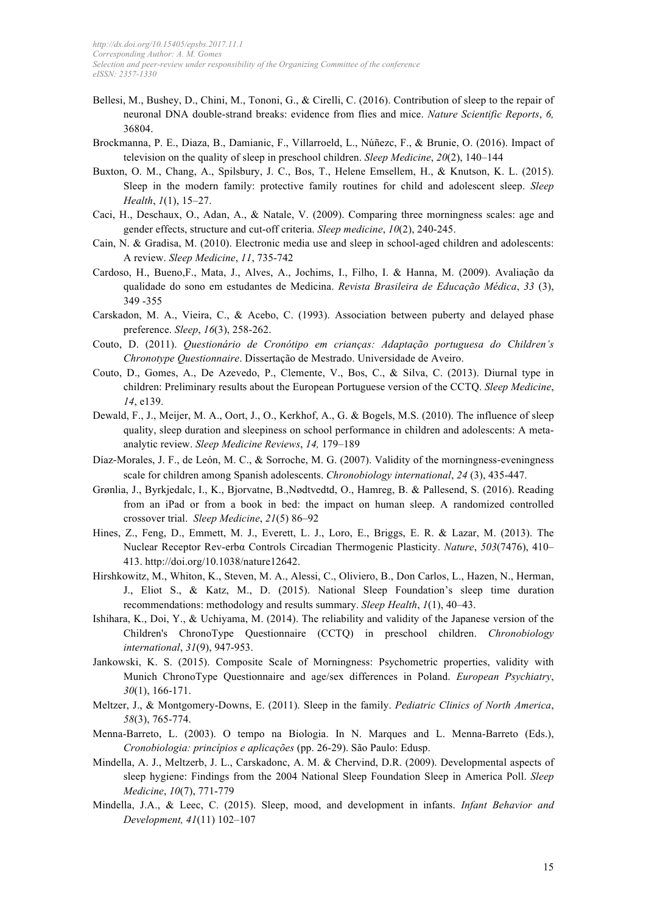Bellesi, M., Bushey, D., Chini, M., Tononi, G., & Cirelli, C. (2016). Contribution of sleep to the repair of neuronal DNA double-strand breaks: evidence from flies and mice. *Nature Scientific Reports*, *6,* 36804.

Brockmanna, P. E., Diaza, B., Damianic, F., Villarroeld, L., Núñezc, F., & Brunie, O. (2016). Impact of television on the quality of sleep in preschool children. *Sleep Medicine*, *20*(2), 140–144

Buxton, O. M., Chang, A., Spilsbury, J. C., Bos, T., Helene Emsellem, H., & Knutson, K. L. (2015). Sleep in the modern family: protective family routines for child and adolescent sleep. *Sleep Health*, *1*(1), 15–27.

Caci, H., Deschaux, O., Adan, A., & Natale, V. (2009). Comparing three morningness scales: age and gender effects, structure and cut-off criteria. *Sleep medicine*, *10*(2), 240-245.

Cain, N. & Gradisa, M. (2010). Electronic media use and sleep in school-aged children and adolescents: A review. *Sleep Medicine*, *11*, 735-742

Cardoso, H., Bueno,F., Mata, J., Alves, A., Jochims, I., Filho, I. & Hanna, M. (2009). Avaliação da qualidade do sono em estudantes de Medicina. *Revista Brasileira de Educação Médica*, *33* (3), 349 -355

Carskadon, M. A., Vieira, C., & Acebo, C. (1993). Association between puberty and delayed phase preference. *Sleep*, *16*(3), 258-262.

Couto, D. (2011). *Questionário de Cronótipo em crianças: Adaptação portuguesa do Children's Chronotype Questionnaire*. Dissertação de Mestrado. Universidade de Aveiro.

Couto, D., Gomes, A., De Azevedo, P., Clemente, V., Bos, C., & Silva, C. (2013). Diurnal type in children: Preliminary results about the European Portuguese version of the CCTQ. *Sleep Medicine*, *14*, e139.

Dewald, F., J., Meijer, M. A., Oort, J., O., Kerkhof, A., G. & Bogels, M.S. (2010). The influence of sleep quality, sleep duration and sleepiness on school performance in children and adolescents: A meta-analytic review. *Sleep Medicine Reviews*, *14,* 179–189

Díaz-Morales, J. F., de León, M. C., & Sorroche, M. G. (2007). Validity of the morningness-eveningness scale for children among Spanish adolescents. *Chronobiology international*, *24* (3), 435-447.

Grønlia, J., Byrkjedalc, I., K., Bjorvatne, B.,Nødtvedtd, O., Hamreg, B. & Pallesend, S. (2016). Reading from an iPad or from a book in bed: the impact on human sleep. A randomized controlled crossover trial. *Sleep Medicine*, *21*(5) 86–92

Hines, Z., Feng, D., Emmett, M. J., Everett, L. J., Loro, E., Briggs, E. R. & Lazar, M. (2013). The Nuclear Receptor Rev-erbα Controls Circadian Thermogenic Plasticity. *Nature*, *503*(7476), 410–413. http://doi.org/10.1038/nature12642.

Hirshkowitz, M., Whiton, K., Steven, M. A., Alessi, C., Oliviero, B., Don Carlos, L., Hazen, N., Herman, J., Eliot S., & Katz, M., D. (2015). National Sleep Foundation's sleep time duration recommendations: methodology and results summary. *Sleep Health*, *1*(1), 40–43.

Ishihara, K., Doi, Y., & Uchiyama, M. (2014). The reliability and validity of the Japanese version of the Children's ChronoType Questionnaire (CCTQ) in preschool children. *Chronobiology international*, *31*(9), 947-953.

Jankowski, K. S. (2015). Composite Scale of Morningness: Psychometric properties, validity with Munich ChronoType Questionnaire and age/sex differences in Poland. *European Psychiatry*, *30*(1), 166-171.

Meltzer, J., & Montgomery-Downs, E. (2011). Sleep in the family. *Pediatric Clinics of North America*, *58*(3), 765-774.

Menna-Barreto, L. (2003). O tempo na Biologia. In N. Marques and L. Menna-Barreto (Eds.), *Cronobiologia: princípios e aplicações* (pp. 26-29). São Paulo: Edusp.

Mindella, A. J., Meltzerb, J. L., Carskadonc, A. M. & Chervind, D.R. (2009). Developmental aspects of sleep hygiene: Findings from the 2004 National Sleep Foundation Sleep in America Poll. *Sleep Medicine*, *10*(7), 771-779

Mindella, J.A., & Leec, C. (2015). Sleep, mood, and development in infants. *Infant Behavior and Development, 41*(11) 102–107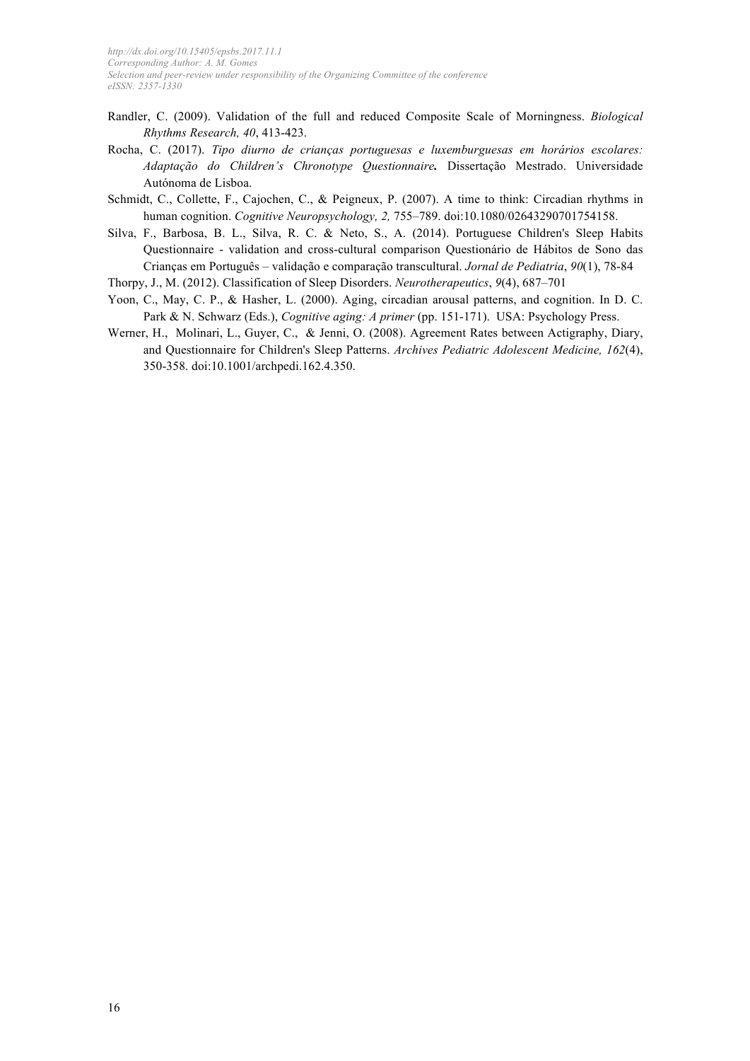Randler, C. (2009). Validation of the full and reduced Composite Scale of Morningness. *Biological Rhythms Research, 40*, 413-423.

Rocha, C. (2017). *Tipo diurno de crianças portuguesas e luxemburguesas em horários escolares: Adaptação do Children's Chronotype Questionnaire.* Dissertação Mestrado. Universidade Autónoma de Lisboa.

Schmidt, C., Collette, F., Cajochen, C., & Peigneux, P. (2007). A time to think: Circadian rhythms in human cognition. *Cognitive Neuropsychology, 2,* 755–789. doi:10.1080/02643290701754158.

Silva, F., Barbosa, B. L., Silva, R. C. & Neto, S., A. (2014). Portuguese Children's Sleep Habits Questionnaire - validation and cross-cultural comparison Questionário de Hábitos de Sono das Crianças em Português – validação e comparação transcultural. *Jornal de Pediatria*, *90*(1), 78-84

Thorpy, J., M. (2012). Classification of Sleep Disorders. *Neurotherapeutics*, *9*(4), 687–701

Yoon, C., May, C. P., & Hasher, L. (2000). Aging, circadian arousal patterns, and cognition. In D. C. Park & N. Schwarz (Eds.), *Cognitive aging: A primer* (pp. 151-171). USA: Psychology Press.

Werner, H., Molinari, L., Guyer, C., & Jenni, O. (2008). Agreement Rates between Actigraphy, Diary, and Questionnaire for Children's Sleep Patterns. *Archives Pediatric Adolescent Medicine, 162*(4), 350-358. doi:10.1001/archpedi.162.4.350.